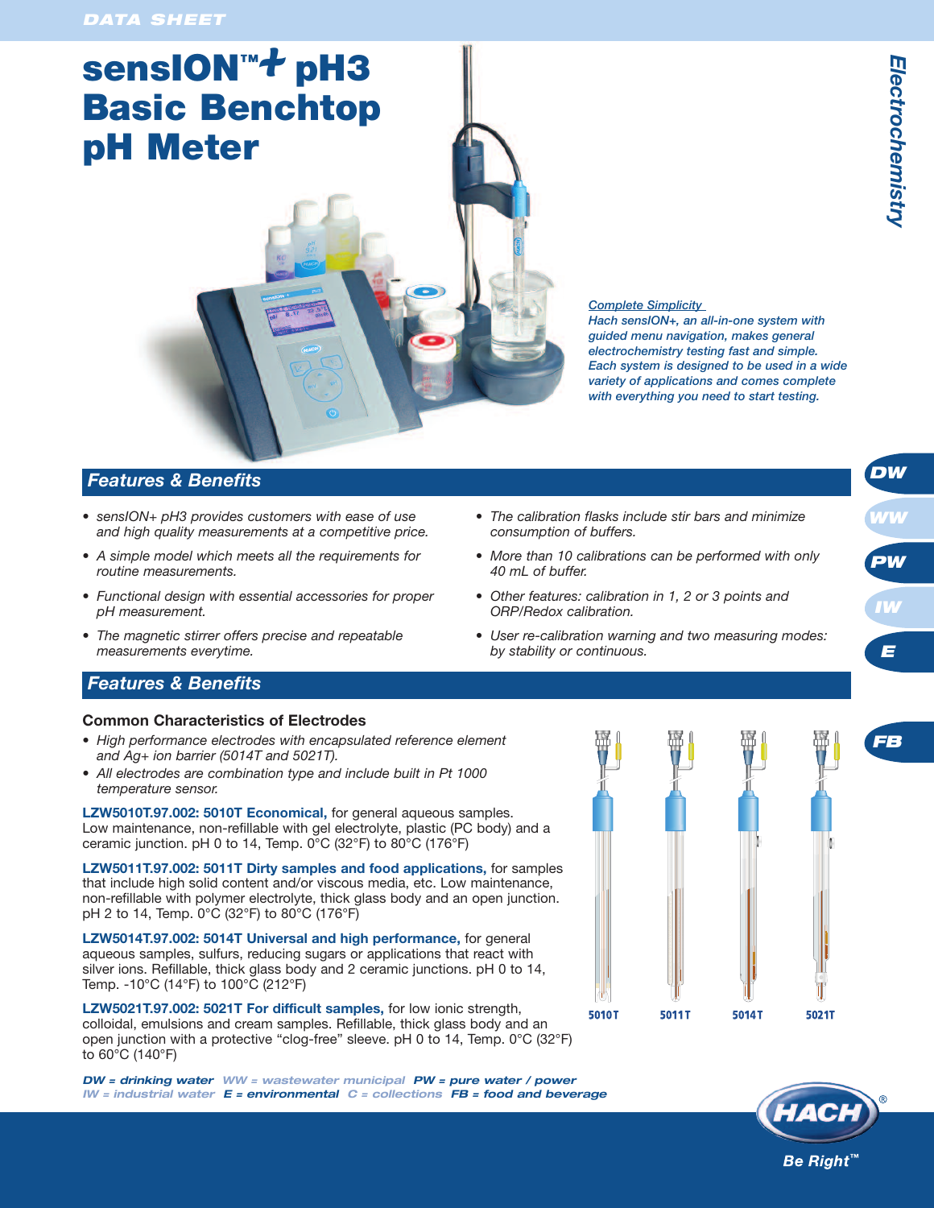DATA SHEET

# sensION™+ pH3 Basic Benchtop pH Meter

Electrochemistry

*Complete Simplicity*
*Hach sensION+, an all-in-one system with guided menu navigation, makes general electrochemistry testing fast and simple. Each system is designed to be used in a wide variety of applications and comes complete with everything you need to start testing.*

DW WW PW IW E FB

## Features & Benefits

- sensION+ pH3 provides customers with ease of use and high quality measurements at a competitive price.
- A simple model which meets all the requirements for routine measurements.
- Functional design with essential accessories for proper pH measurement.
- The magnetic stirrer offers precise and repeatable measurements everytime.
- The calibration flasks include stir bars and minimize consumption of buffers.
- More than 10 calibrations can be performed with only 40 mL of buffer.
- Other features: calibration in 1, 2 or 3 points and ORP/Redox calibration.
- User re-calibration warning and two measuring modes: by stability or continuous.

## Features & Benefits

### Common Characteristics of Electrodes

- High performance electrodes with encapsulated reference element and Ag+ ion barrier (5014T and 5021T).
- All electrodes are combination type and include built in Pt 1000 temperature sensor.

**LZW5010T.97.002: 5010T Economical,** for general aqueous samples. Low maintenance, non-refillable with gel electrolyte, plastic (PC body) and a ceramic junction. pH 0 to 14, Temp. 0°C (32°F) to 80°C (176°F)

**LZW5011T.97.002: 5011T Dirty samples and food applications,** for samples that include high solid content and/or viscous media, etc. Low maintenance, non-refillable with polymer electrolyte, thick glass body and an open junction. pH 2 to 14, Temp. 0°C (32°F) to 80°C (176°F)

**LZW5014T.97.002: 5014T Universal and high performance,** for general aqueous samples, sulfurs, reducing sugars or applications that react with silver ions. Refillable, thick glass body and 2 ceramic junctions. pH 0 to 14, Temp. -10°C (14°F) to 100°C (212°F)

**LZW5021T.97.002: 5021T For difficult samples,** for low ionic strength, colloidal, emulsions and cream samples. Refillable, thick glass body and an open junction with a protective "clog-free" sleeve. pH 0 to 14, Temp. 0°C (32°F) to 60°C (140°F)

5010T 5011T 5014T 5021T

***DW = drinking water*** *WW = wastewater municipal* ***PW = pure water / power***
*IW = industrial water* ***E = environmental*** *C = collections* ***FB = food and beverage***

HACH® Be Right™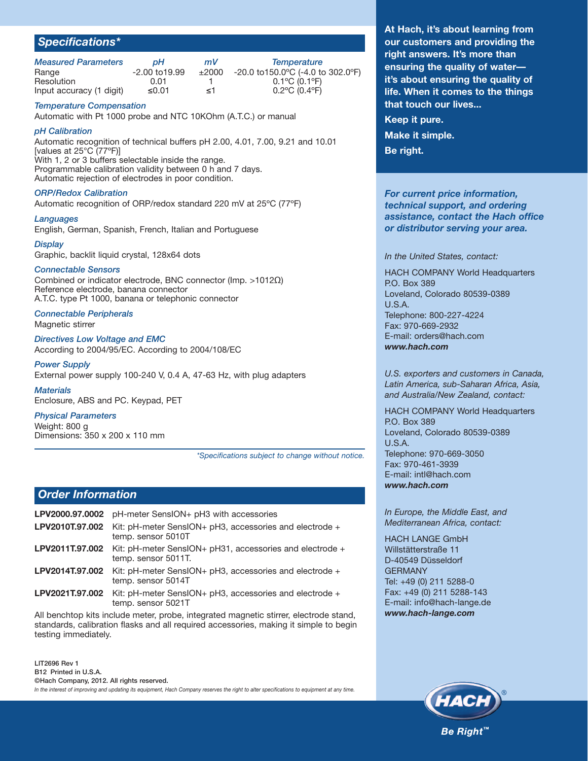## Specifications*

| Measured Parameters | pH | mV | Temperature |
|---|---|---|---|
| Range | -2.00 to19.99 | ±2000 | -20.0 to150.0ºC (-4.0 to 302.0ºF) |
| Resolution | 0.01 | 1 | 0.1ºC (0.1ºF) |
| Input accuracy (1 digit) | ≤0.01 | ≤1 | 0.2ºC (0.4ºF) |

*Temperature Compensation*

Automatic with Pt 1000 probe and NTC 10KOhm (A.T.C.) or manual

*pH Calibration*

Automatic recognition of technical buffers pH 2.00, 4.01, 7.00, 9.21 and 10.01 [values at 25°C (77ºF)]
With 1, 2 or 3 buffers selectable inside the range.
Programmable calibration validity between 0 h and 7 days.
Automatic rejection of electrodes in poor condition.

*ORP/Redox Calibration*

Automatic recognition of ORP/redox standard 220 mV at 25ºC (77ºF)

*Languages*

English, German, Spanish, French, Italian and Portuguese

*Display*

Graphic, backlit liquid crystal, 128x64 dots

*Connectable Sensors*

Combined or indicator electrode, BNC connector (Imp. >1012Ω)
Reference electrode, banana connector
A.T.C. type Pt 1000, banana or telephonic connector

*Connectable Peripherals*

Magnetic stirrer

*Directives Low Voltage and EMC*

According to 2004/95/EC. According to 2004/108/EC

*Power Supply*

External power supply 100-240 V, 0.4 A, 47-63 Hz, with plug adapters

*Materials*

Enclosure, ABS and PC. Keypad, PET

*Physical Parameters*

Weight: 800 g
Dimensions: 350 x 200 x 110 mm

*\*Specifications subject to change without notice.*

## Order Information

| | |
|---|---|
| **LPV2000.97.0002** | pH-meter SensION+ pH3 with accessories |
| **LPV2010T.97.002** | Kit: pH-meter SensION+ pH3, accessories and electrode + temp. sensor 5010T |
| **LPV2011T.97.002** | Kit: pH-meter SensION+ pH31, accessories and electrode + temp. sensor 5011T. |
| **LPV2014T.97.002** | Kit: pH-meter SensION+ pH3, accessories and electrode + temp. sensor 5014T |
| **LPV2021T.97.002** | Kit: pH-meter SensION+ pH3, accessories and electrode + temp. sensor 5021T |

All benchtop kits include meter, probe, integrated magnetic stirrer, electrode stand, standards, calibration flasks and all required accessories, making it simple to begin testing immediately.

LIT2696 Rev 1
B12 Printed in U.S.A.
©Hach Company, 2012. All rights reserved.
*In the interest of improving and updating its equipment, Hach Company reserves the right to alter specifications to equipment at any time.*

**At Hach, it's about learning from our customers and providing the right answers. It's more than ensuring the quality of water—it's about ensuring the quality of life. When it comes to the things that touch our lives...**

**Keep it pure.**

**Make it simple.**

**Be right.**

***For current price information, technical support, and ordering assistance, contact the Hach office or distributor serving your area.***

*In the United States, contact:*

HACH COMPANY World Headquarters
P.O. Box 389
Loveland, Colorado 80539-0389
U.S.A.
Telephone: 800-227-4224
Fax: 970-669-2932
E-mail: orders@hach.com
***www.hach.com***

*U.S. exporters and customers in Canada, Latin America, sub-Saharan Africa, Asia, and Australia/New Zealand, contact:*

HACH COMPANY World Headquarters
P.O. Box 389
Loveland, Colorado 80539-0389
U.S.A.
Telephone: 970-669-3050
Fax: 970-461-3939
E-mail: intl@hach.com
***www.hach.com***

*In Europe, the Middle East, and Mediterranean Africa, contact:*

HACH LANGE GmbH
Willstätterstraße 11
D-40549 Düsseldorf
GERMANY
Tel: +49 (0) 211 5288-0
Fax: +49 (0) 211 5288-143
E-mail: info@hach-lange.de
***www.hach-lange.com***

HACH®
*Be Right™*